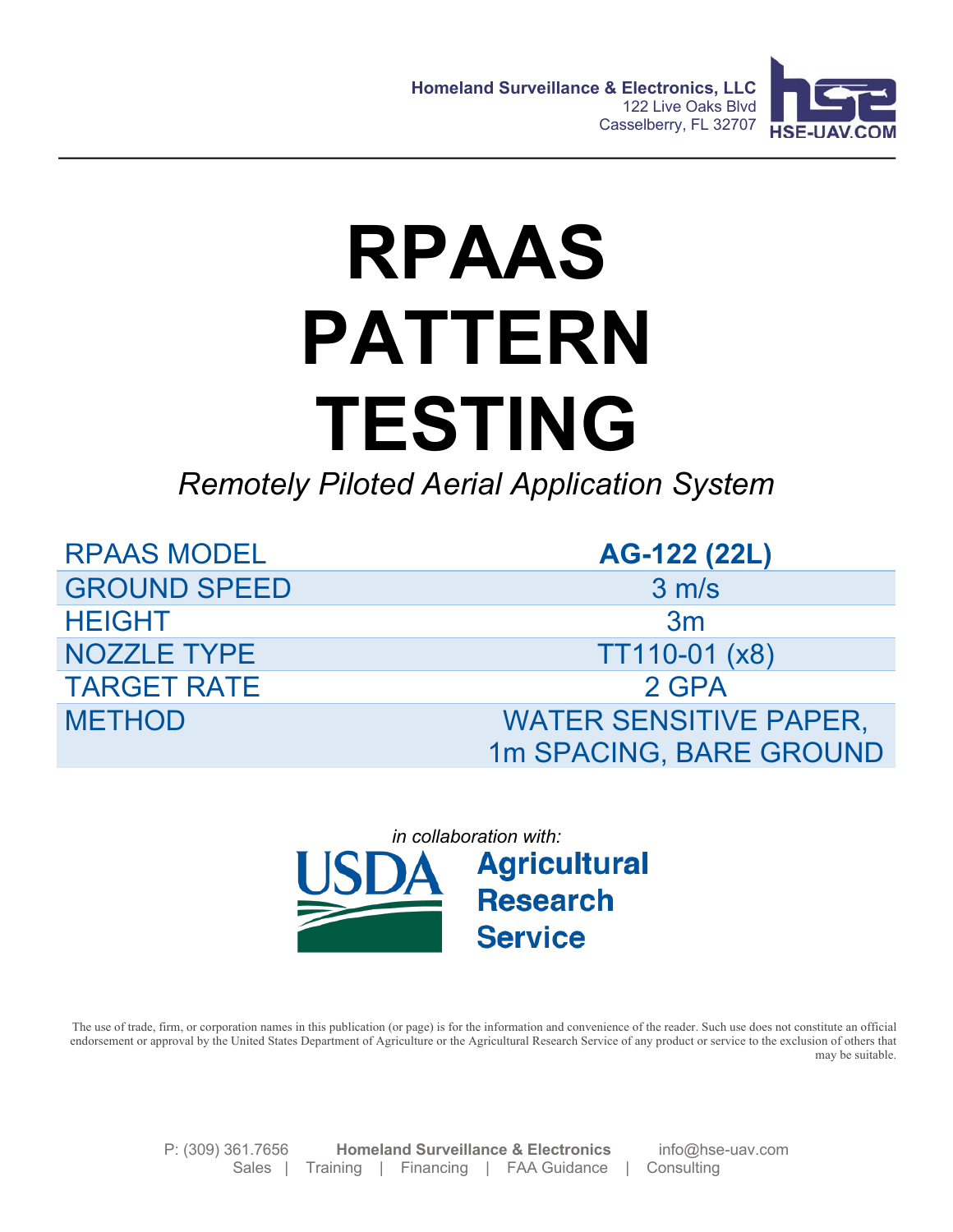Homeland Surveillance & Electronics, LLC
122 Live Oaks Blvd
Casselberry, FL 32707

HSE-UAV.COM

# RPAAS PATTERN TESTING

*Remotely Piloted Aerial Application System*

| | |
|---|---|
| RPAAS MODEL | **AG-122 (22L)** |
| GROUND SPEED | 3 m/s |
| HEIGHT | 3m |
| NOZZLE TYPE | TT110-01 (x8) |
| TARGET RATE | 2 GPA |
| METHOD | WATER SENSITIVE PAPER, 1m SPACING, BARE GROUND |

*in collaboration with:*

USDA **Agricultural Research Service**

The use of trade, firm, or corporation names in this publication (or page) is for the information and convenience of the reader. Such use does not constitute an official endorsement or approval by the United States Department of Agriculture or the Agricultural Research Service of any product or service to the exclusion of others that may be suitable.

P: (309) 361.7656 **Homeland Surveillance & Electronics** info@hse-uav.com
Sales | Training | Financing | FAA Guidance | Consulting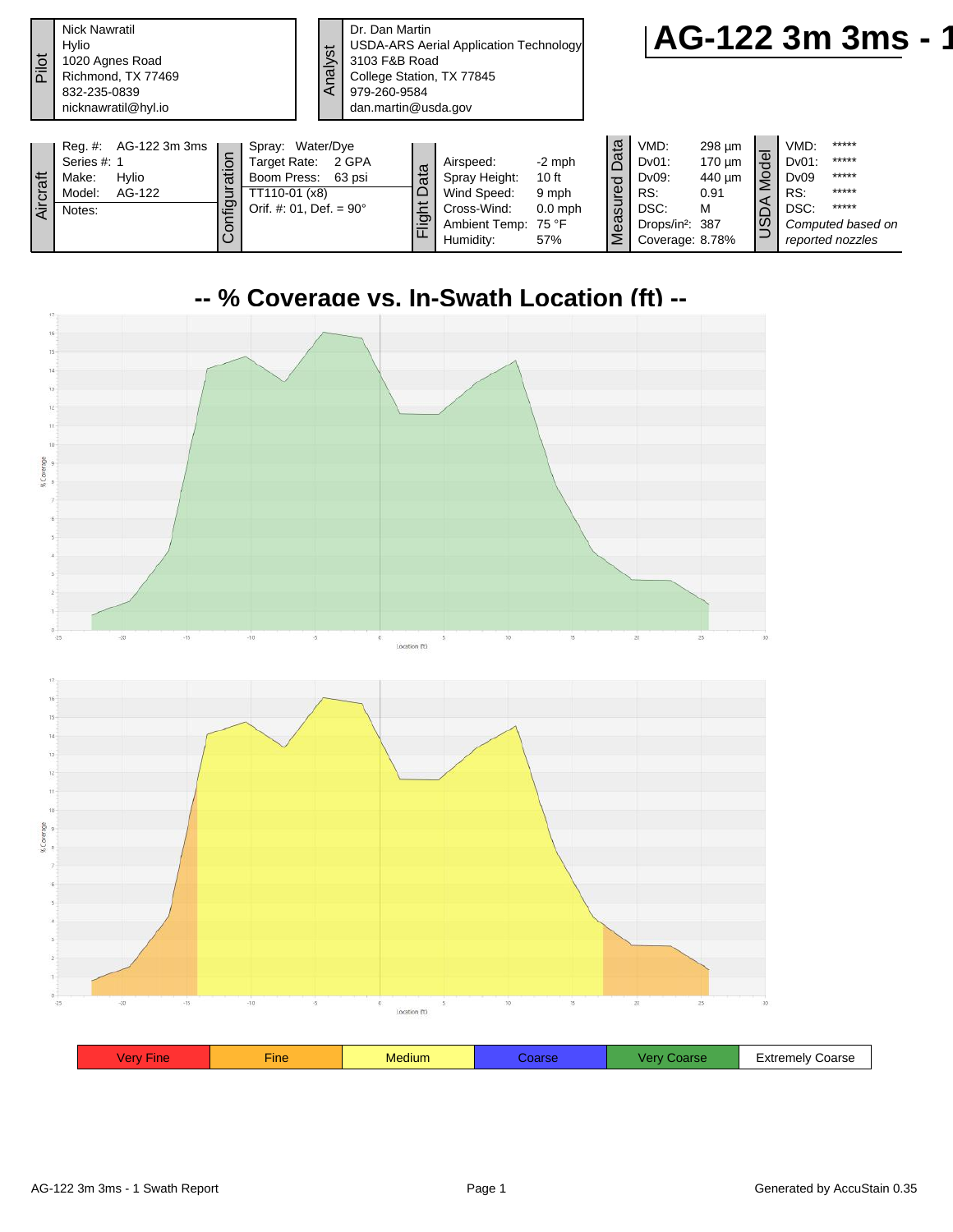# AG-122 3m 3ms - 1

| Pilot | |
|---|---|
| Nick Nawratil | |
| Hylio | |
| 1020 Agnes Road | |
| Richmond, TX 77469 | |
| 832-235-0839 | |
| nicknawratil@hyl.io | |

| Analyst |
|---|
| Dr. Dan Martin |
| USDA-ARS Aerial Application Technology |
| 3103 F&B Road |
| College Station, TX 77845 |
| 979-260-9584 |
| dan.martin@usda.gov |

**Aircraft**

| | |
|---|---|
| Reg. #: | AG-122 3m 3ms |
| Series #: | 1 |
| Make: | Hylio |
| Model: | AG-122 |
| Notes: | |

**Configuration**

| | |
|---|---|
| Spray: | Water/Dye |
| Target Rate: | 2 GPA |
| Boom Press: | 63 psi |
| TT110-01 (x8) | |
| Orif. #: 01, Def. = 90° | |

**Flight Data**

| | |
|---|---|
| Airspeed: | -2 mph |
| Spray Height: | 10 ft |
| Wind Speed: | 9 mph |
| Cross-Wind: | 0.0 mph |
| Ambient Temp: | 75 °F |
| Humidity: | 57% |

**Measured Data**

| | |
|---|---|
| VMD: | 298 µm |
| Dv01: | 170 µm |
| Dv09: | 440 µm |
| RS: | 0.91 |
| DSC: | M |
| Drops/in²: | 387 |
| Coverage: | 8.78% |

**USDA Model**

| | |
|---|---|
| VMD: | ***** |
| Dv01: | ***** |
| Dv09 | ***** |
| RS: | ***** |
| DSC: | ***** |

*Computed based on reported nozzles*

## -- % Coverage vs. In-Swath Location (ft) --

| Very Fine | Fine | Medium | Coarse | Very Coarse | Extremely Coarse |
|---|---|---|---|---|---|

AG-122 3m 3ms - 1 Swath Report

Generated by AccuStain 0.35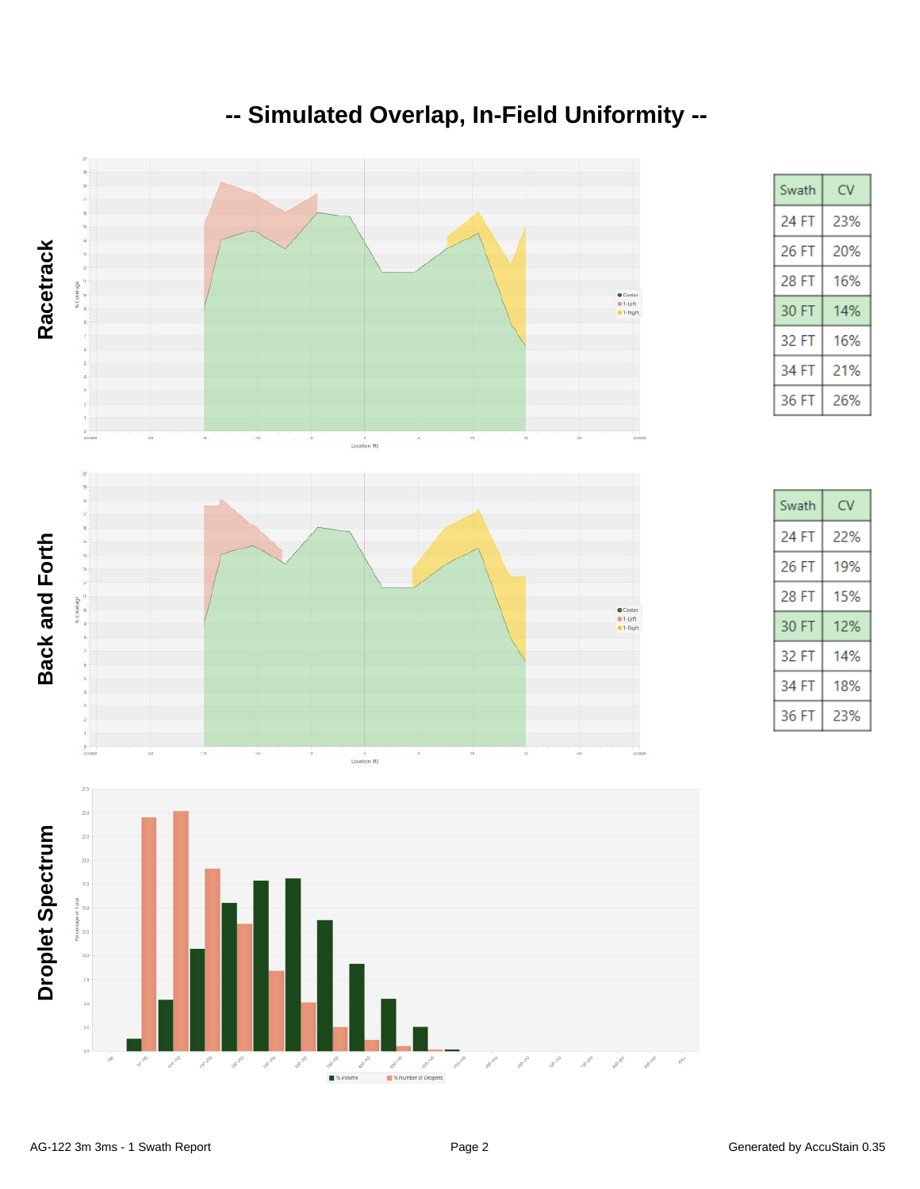# -- Simulated Overlap, In-Field Uniformity --

## Racetrack

| Swath | CV |
|---|---|
| 24 FT | 23% |
| 26 FT | 20% |
| 28 FT | 16% |
| 30 FT | 14% |
| 32 FT | 16% |
| 34 FT | 21% |
| 36 FT | 26% |

## Back and Forth

| Swath | CV |
|---|---|
| 24 FT | 22% |
| 26 FT | 19% |
| 28 FT | 15% |
| 30 FT | 12% |
| 32 FT | 14% |
| 34 FT | 18% |
| 36 FT | 23% |

## Droplet Spectrum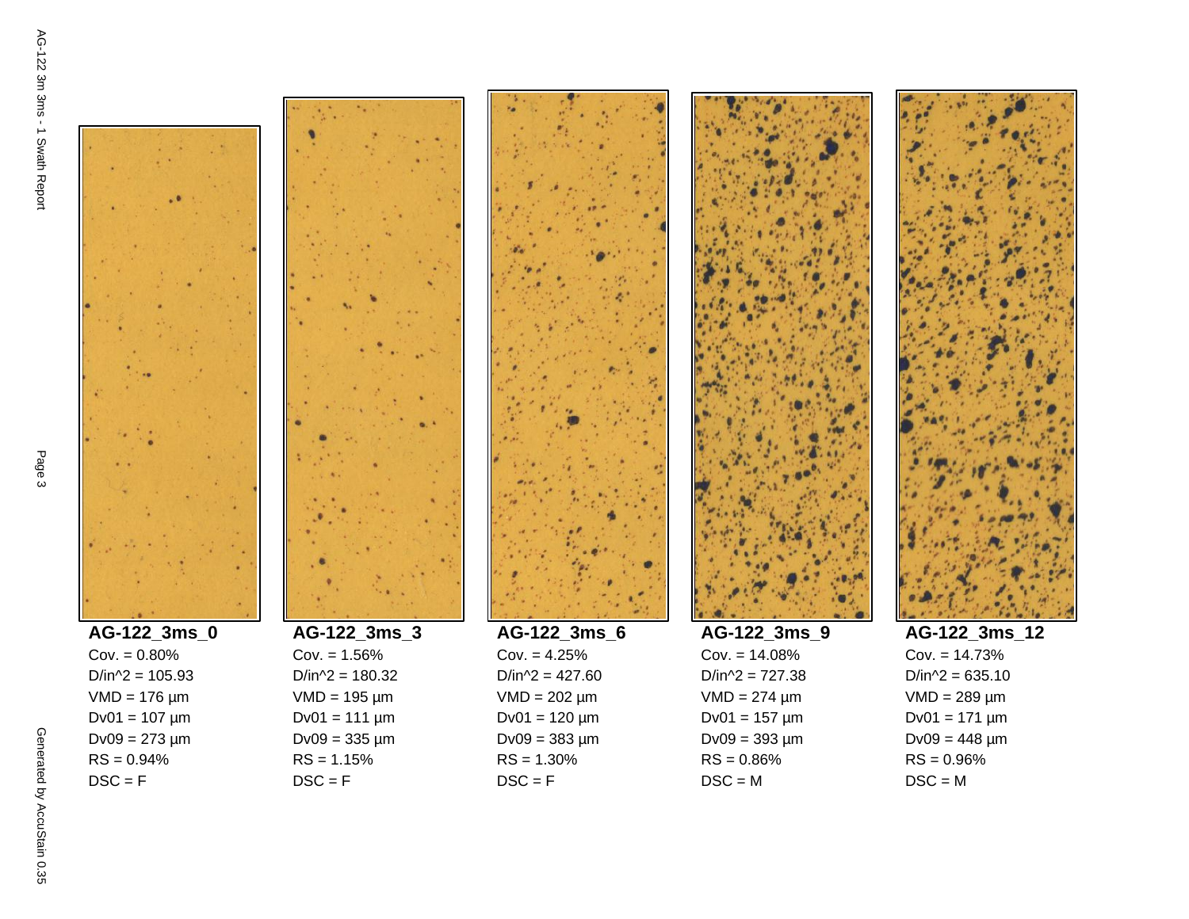**AG-122_3ms_0**

Cov. = 0.80%
D/in^2 = 105.93
VMD = 176 µm
Dv01 = 107 µm
Dv09 = 273 µm
RS = 0.94%
DSC = F

**AG-122_3ms_3**

Cov. = 1.56%
D/in^2 = 180.32
VMD = 195 µm
Dv01 = 111 µm
Dv09 = 335 µm
RS = 1.15%
DSC = F

**AG-122_3ms_6**

Cov. = 4.25%
D/in^2 = 427.60
VMD = 202 µm
Dv01 = 120 µm
Dv09 = 383 µm
RS = 1.30%
DSC = F

**AG-122_3ms_9**

Cov. = 14.08%
D/in^2 = 727.38
VMD = 274 µm
Dv01 = 157 µm
Dv09 = 393 µm
RS = 0.86%
DSC = M

**AG-122_3ms_12**

Cov. = 14.73%
D/in^2 = 635.10
VMD = 289 µm
Dv01 = 171 µm
Dv09 = 448 µm
RS = 0.96%
DSC = M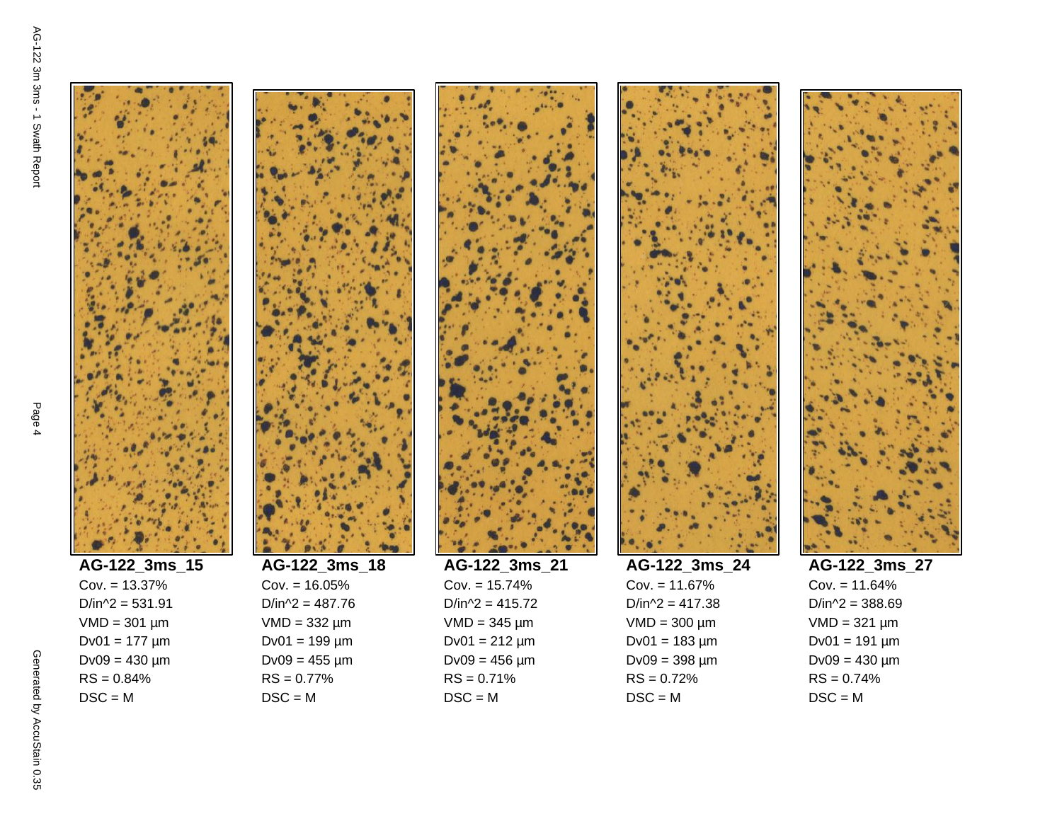**AG-122_3ms_15**

Cov. = 13.37%
D/in^2 = 531.91
VMD = 301 µm
Dv01 = 177 µm
Dv09 = 430 µm
RS = 0.84%
DSC = M

**AG-122_3ms_18**

Cov. = 16.05%
D/in^2 = 487.76
VMD = 332 µm
Dv01 = 199 µm
Dv09 = 455 µm
RS = 0.77%
DSC = M

**AG-122_3ms_21**

Cov. = 15.74%
D/in^2 = 415.72
VMD = 345 µm
Dv01 = 212 µm
Dv09 = 456 µm
RS = 0.71%
DSC = M

**AG-122_3ms_24**

Cov. = 11.67%
D/in^2 = 417.38
VMD = 300 µm
Dv01 = 183 µm
Dv09 = 398 µm
RS = 0.72%
DSC = M

**AG-122_3ms_27**

Cov. = 11.64%
D/in^2 = 388.69
VMD = 321 µm
Dv01 = 191 µm
Dv09 = 430 µm
RS = 0.74%
DSC = M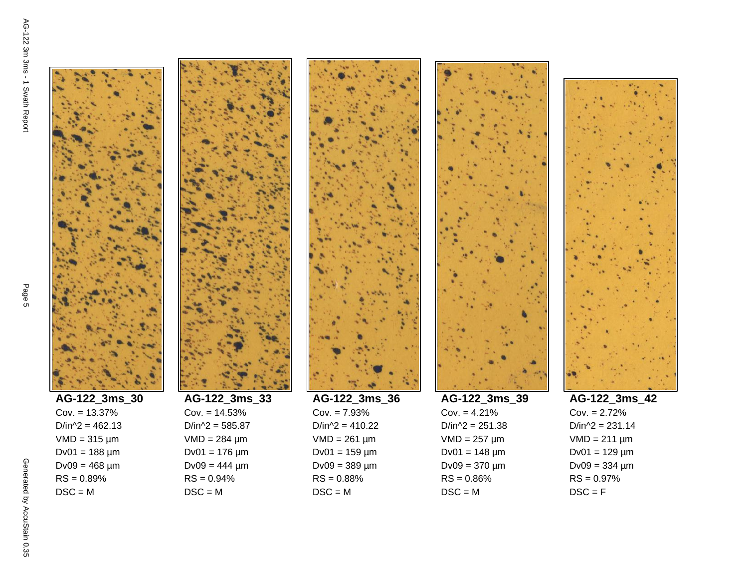**AG-122_3ms_30**
Cov. = 13.37%
D/in^2 = 462.13
VMD = 315 µm
Dv01 = 188 µm
Dv09 = 468 µm
RS = 0.89%
DSC = M

**AG-122_3ms_33**
Cov. = 14.53%
D/in^2 = 585.87
VMD = 284 µm
Dv01 = 176 µm
Dv09 = 444 µm
RS = 0.94%
DSC = M

**AG-122_3ms_36**
Cov. = 7.93%
D/in^2 = 410.22
VMD = 261 µm
Dv01 = 159 µm
Dv09 = 389 µm
RS = 0.88%
DSC = M

**AG-122_3ms_39**
Cov. = 4.21%
D/in^2 = 251.38
VMD = 257 µm
Dv01 = 148 µm
Dv09 = 370 µm
RS = 0.86%
DSC = M

**AG-122_3ms_42**
Cov. = 2.72%
D/in^2 = 231.14
VMD = 211 µm
Dv01 = 129 µm
Dv09 = 334 µm
RS = 0.97%
DSC = F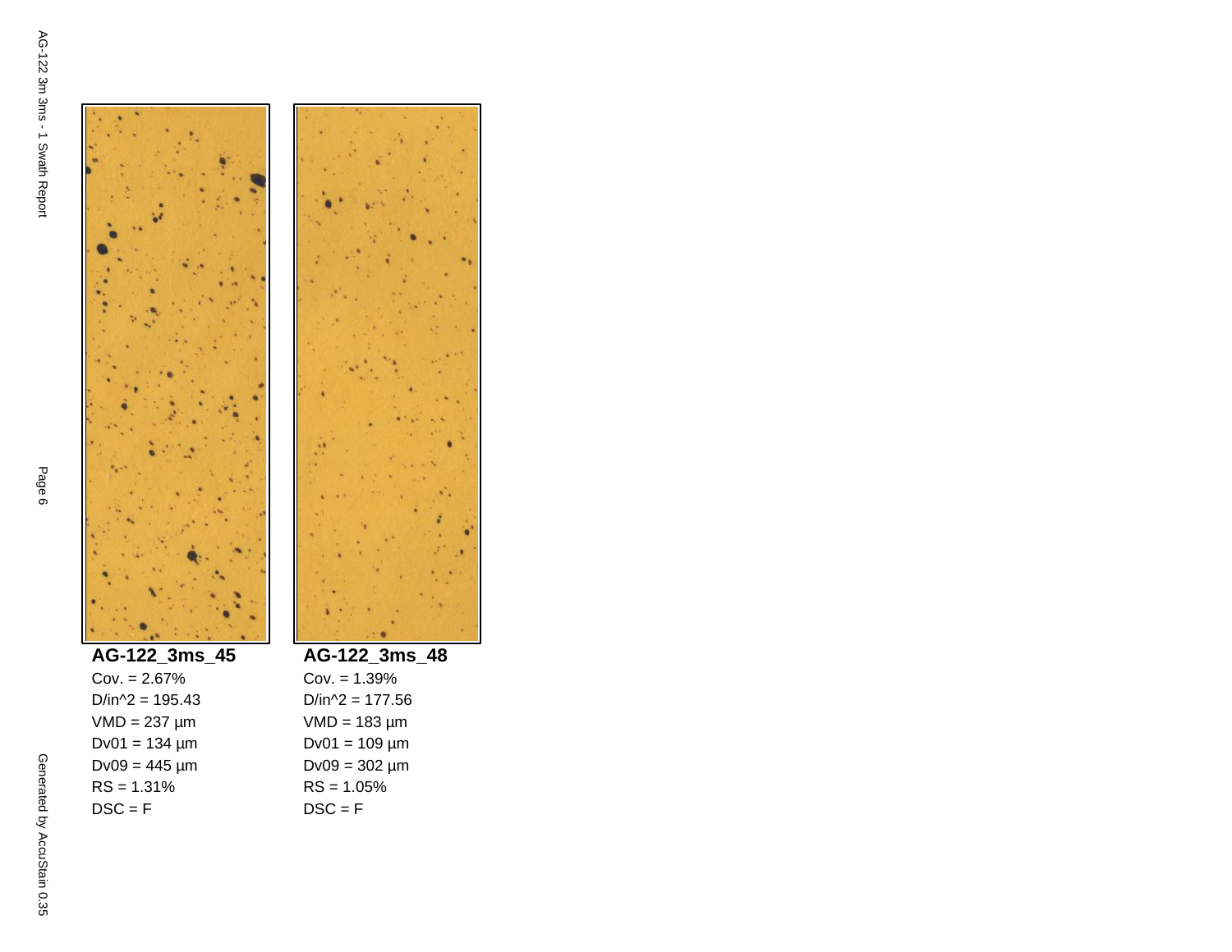**AG-122_3ms_45**

Cov. = 2.67%
D/in^2 = 195.43
VMD = 237 µm
Dv01 = 134 µm
Dv09 = 445 µm
RS = 1.31%
DSC = F

**AG-122_3ms_48**

Cov. = 1.39%
D/in^2 = 177.56
VMD = 183 µm
Dv01 = 109 µm
Dv09 = 302 µm
RS = 1.05%
DSC = F